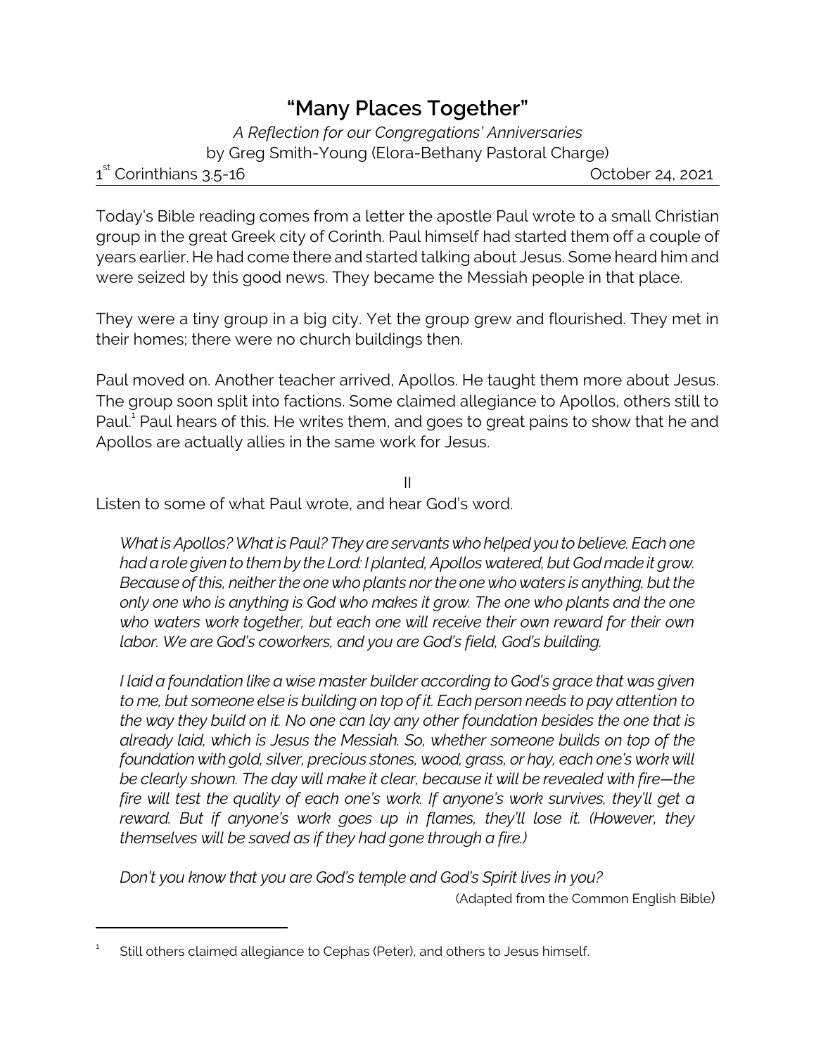# "Many Places Together"

*A Reflection for our Congregations' Anniversaries*

by Greg Smith-Young (Elora-Bethany Pastoral Charge)

1st Corinthians 3.5-16 October 24, 2021

Today's Bible reading comes from a letter the apostle Paul wrote to a small Christian group in the great Greek city of Corinth. Paul himself had started them off a couple of years earlier. He had come there and started talking about Jesus. Some heard him and were seized by this good news. They became the Messiah people in that place.

They were a tiny group in a big city. Yet the group grew and flourished. They met in their homes; there were no church buildings then.

Paul moved on. Another teacher arrived, Apollos. He taught them more about Jesus. The group soon split into factions. Some claimed allegiance to Apollos, others still to Paul.[1] Paul hears of this. He writes them, and goes to great pains to show that he and Apollos are actually allies in the same work for Jesus.

II

Listen to some of what Paul wrote, and hear God's word.

> *What is Apollos? What is Paul? They are servants who helped you to believe. Each one had a role given to them by the Lord: I planted, Apollos watered, but God made it grow. Because of this, neither the one who plants nor the one who waters is anything, but the only one who is anything is God who makes it grow. The one who plants and the one who waters work together, but each one will receive their own reward for their own labor. We are God's coworkers, and you are God's field, God's building.*
>
> *I laid a foundation like a wise master builder according to God's grace that was given to me, but someone else is building on top of it. Each person needs to pay attention to the way they build on it. No one can lay any other foundation besides the one that is already laid, which is Jesus the Messiah. So, whether someone builds on top of the foundation with gold, silver, precious stones, wood, grass, or hay, each one's work will be clearly shown. The day will make it clear, because it will be revealed with fire—the fire will test the quality of each one's work. If anyone's work survives, they'll get a reward. But if anyone's work goes up in flames, they'll lose it. (However, they themselves will be saved as if they had gone through a fire.)*
>
> *Don't you know that you are God's temple and God's Spirit lives in you?*
>
> (Adapted from the Common English Bible)

[1] Still others claimed allegiance to Cephas (Peter), and others to Jesus himself.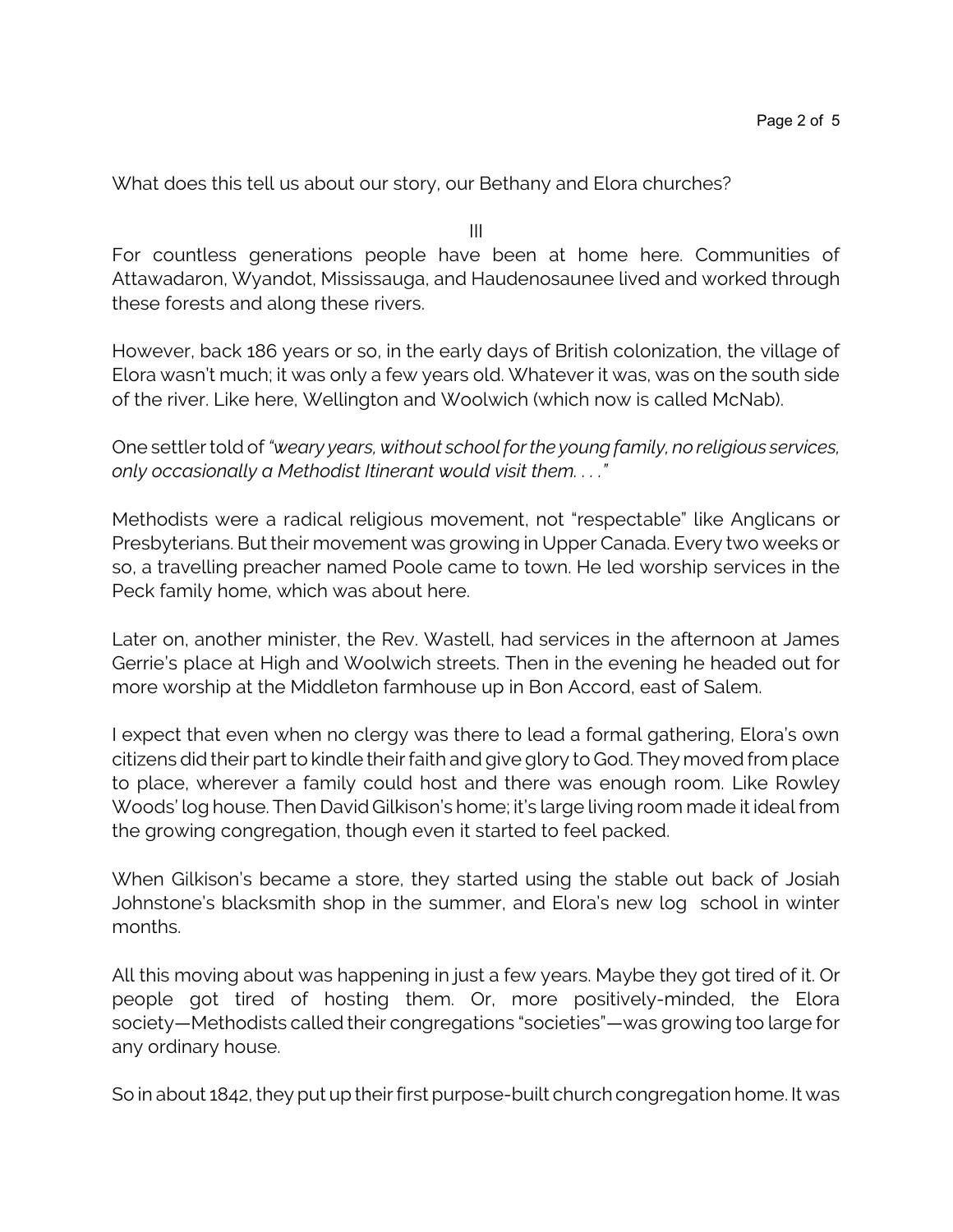What does this tell us about our story, our Bethany and Elora churches?

III

For countless generations people have been at home here. Communities of Attawadaron, Wyandot, Mississauga, and Haudenosaunee lived and worked through these forests and along these rivers.

However, back 186 years or so, in the early days of British colonization, the village of Elora wasn't much; it was only a few years old. Whatever it was, was on the south side of the river. Like here, Wellington and Woolwich (which now is called McNab).

One settler told of *"weary years, without school for the young family, no religious services, only occasionally a Methodist Itinerant would visit them. . . ."*

Methodists were a radical religious movement, not "respectable" like Anglicans or Presbyterians. But their movement was growing in Upper Canada. Every two weeks or so, a travelling preacher named Poole came to town. He led worship services in the Peck family home, which was about here.

Later on, another minister, the Rev. Wastell, had services in the afternoon at James Gerrie's place at High and Woolwich streets. Then in the evening he headed out for more worship at the Middleton farmhouse up in Bon Accord, east of Salem.

I expect that even when no clergy was there to lead a formal gathering, Elora's own citizens did their part to kindle their faith and give glory to God. They moved from place to place, wherever a family could host and there was enough room. Like Rowley Woods' log house. Then David Gilkison's home; it's large living room made it ideal from the growing congregation, though even it started to feel packed.

When Gilkison's became a store, they started using the stable out back of Josiah Johnstone's blacksmith shop in the summer, and Elora's new log school in winter months.

All this moving about was happening in just a few years. Maybe they got tired of it. Or people got tired of hosting them. Or, more positively-minded, the Elora society—Methodists called their congregations "societies"—was growing too large for any ordinary house.

So in about 1842, they put up their first purpose-built church congregation home. It was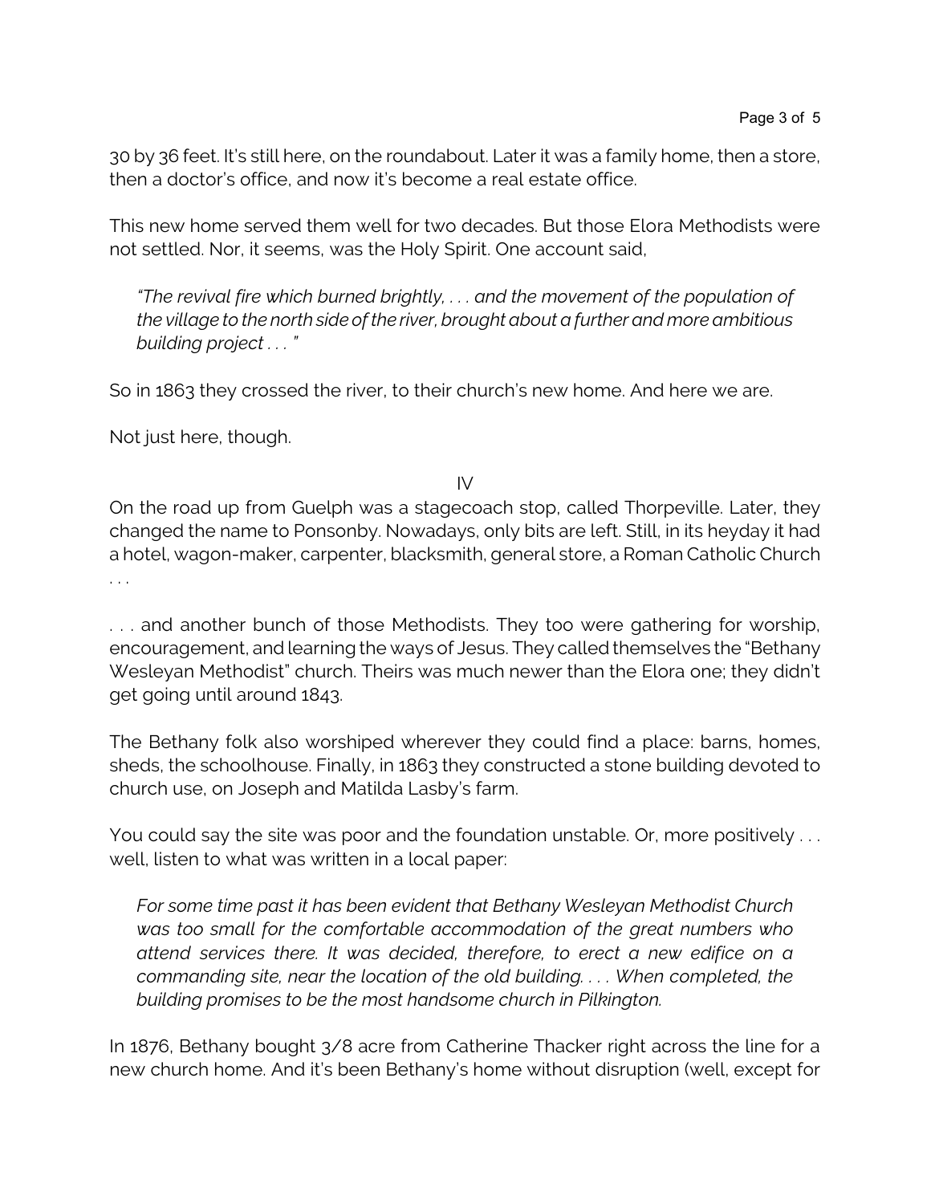30 by 36 feet. It's still here, on the roundabout. Later it was a family home, then a store, then a doctor's office, and now it's become a real estate office.

This new home served them well for two decades. But those Elora Methodists were not settled. Nor, it seems, was the Holy Spirit. One account said,

> *"The revival fire which burned brightly, . . . and the movement of the population of the village to the north side of the river, brought about a further and more ambitious building project . . . "*

So in 1863 they crossed the river, to their church's new home. And here we are.

Not just here, though.

IV

On the road up from Guelph was a stagecoach stop, called Thorpeville. Later, they changed the name to Ponsonby. Nowadays, only bits are left. Still, in its heyday it had a hotel, wagon-maker, carpenter, blacksmith, general store, a Roman Catholic Church . . .

. . . and another bunch of those Methodists. They too were gathering for worship, encouragement, and learning the ways of Jesus. They called themselves the "Bethany Wesleyan Methodist" church. Theirs was much newer than the Elora one; they didn't get going until around 1843.

The Bethany folk also worshiped wherever they could find a place: barns, homes, sheds, the schoolhouse. Finally, in 1863 they constructed a stone building devoted to church use, on Joseph and Matilda Lasby's farm.

You could say the site was poor and the foundation unstable. Or, more positively . . . well, listen to what was written in a local paper:

> *For some time past it has been evident that Bethany Wesleyan Methodist Church was too small for the comfortable accommodation of the great numbers who attend services there. It was decided, therefore, to erect a new edifice on a commanding site, near the location of the old building. . . . When completed, the building promises to be the most handsome church in Pilkington.*

In 1876, Bethany bought 3/8 acre from Catherine Thacker right across the line for a new church home. And it's been Bethany's home without disruption (well, except for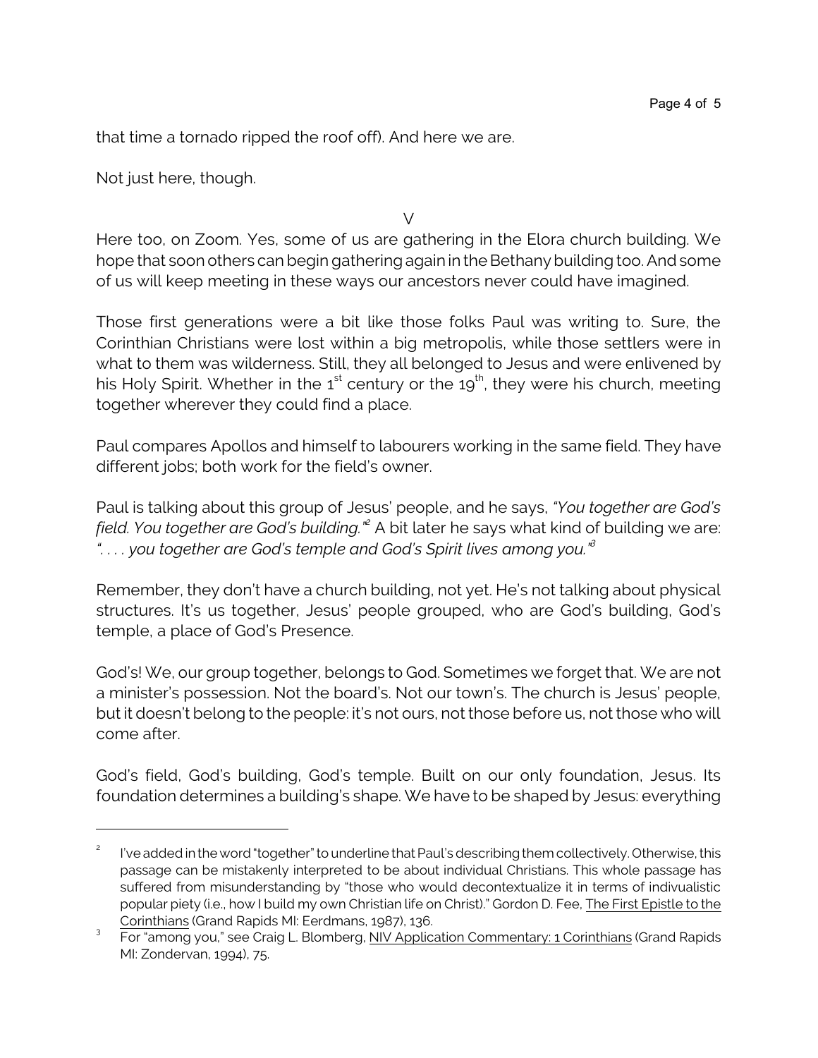that time a tornado ripped the roof off). And here we are.

Not just here, though.

V

Here too, on Zoom. Yes, some of us are gathering in the Elora church building. We hope that soon others can begin gathering again in the Bethany building too. And some of us will keep meeting in these ways our ancestors never could have imagined.

Those first generations were a bit like those folks Paul was writing to. Sure, the Corinthian Christians were lost within a big metropolis, while those settlers were in what to them was wilderness. Still, they all belonged to Jesus and were enlivened by his Holy Spirit. Whether in the 1st century or the 19th, they were his church, meeting together wherever they could find a place.

Paul compares Apollos and himself to labourers working in the same field. They have different jobs; both work for the field's owner.

Paul is talking about this group of Jesus' people, and he says, *"You together are God's field. You together are God's building."*[2] A bit later he says what kind of building we are: *". . . . you together are God's temple and God's Spirit lives among you."*[3]

Remember, they don't have a church building, not yet. He's not talking about physical structures. It's us together, Jesus' people grouped, who are God's building, God's temple, a place of God's Presence.

God's! We, our group together, belongs to God. Sometimes we forget that. We are not a minister's possession. Not the board's. Not our town's. The church is Jesus' people, but it doesn't belong to the people: it's not ours, not those before us, not those who will come after.

God's field, God's building, God's temple. Built on our only foundation, Jesus. Its foundation determines a building's shape. We have to be shaped by Jesus: everything

---

[2] I've added in the word "together" to underline that Paul's describing them collectively. Otherwise, this passage can be mistakenly interpreted to be about individual Christians. This whole passage has suffered from misunderstanding by "those who would decontextualize it in terms of indivualistic popular piety (i.e., how I build my own Christian life on Christ)." Gordon D. Fee, The First Epistle to the Corinthians (Grand Rapids MI: Eerdmans, 1987), 136.

[3] For "among you," see Craig L. Blomberg, NIV Application Commentary: 1 Corinthians (Grand Rapids MI: Zondervan, 1994), 75.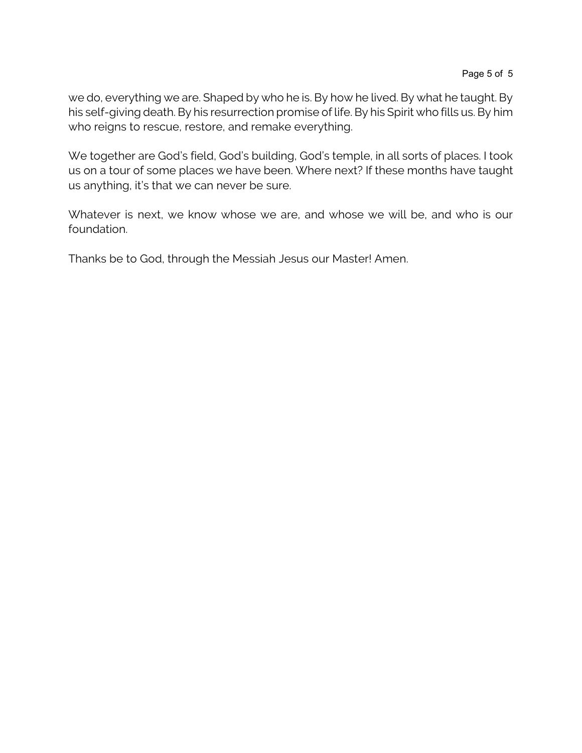we do, everything we are. Shaped by who he is. By how he lived. By what he taught. By his self-giving death. By his resurrection promise of life. By his Spirit who fills us. By him who reigns to rescue, restore, and remake everything.

We together are God's field, God's building, God's temple, in all sorts of places. I took us on a tour of some places we have been. Where next? If these months have taught us anything, it's that we can never be sure.

Whatever is next, we know whose we are, and whose we will be, and who is our foundation.

Thanks be to God, through the Messiah Jesus our Master! Amen.